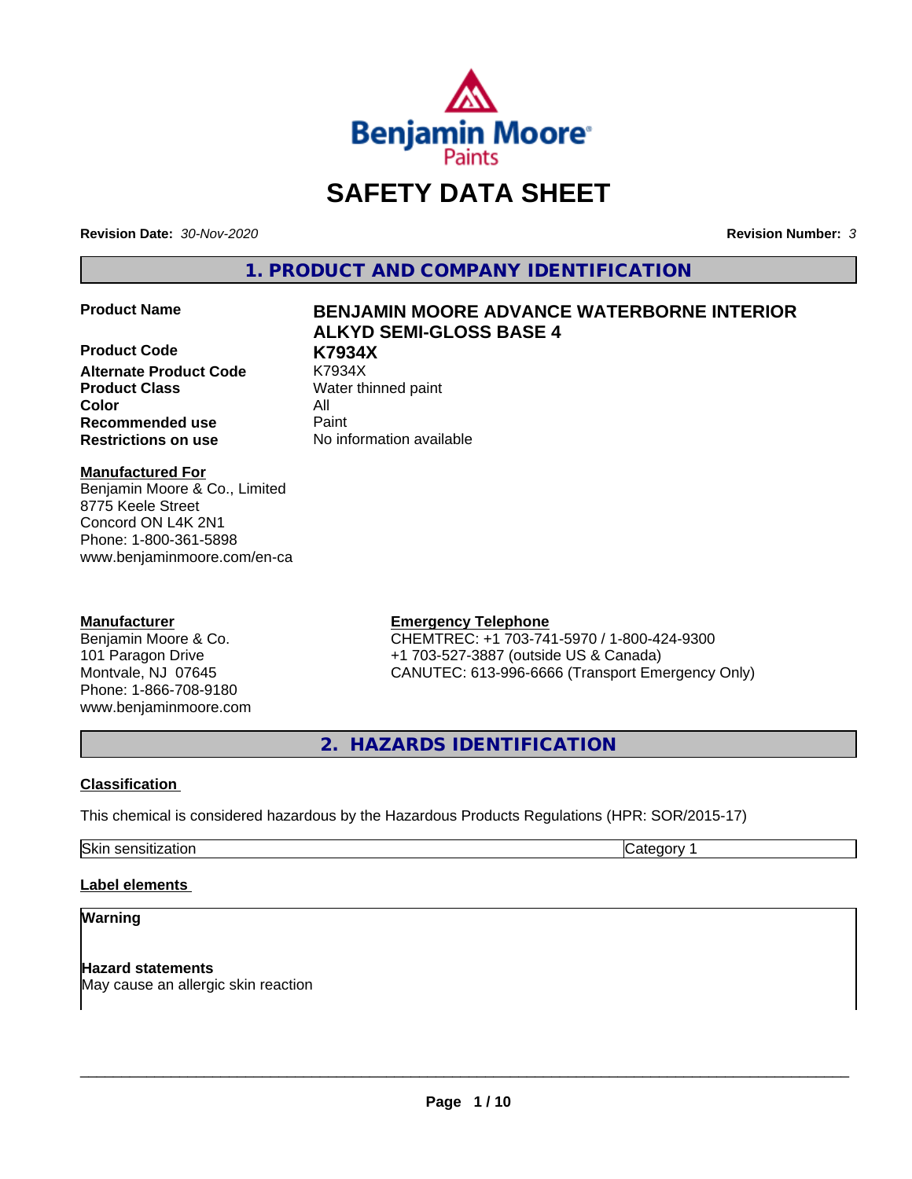# SAFETY DATA SHEET

**Revision Date:** *30-Nov-2020* **Revision Number:** *3*

## 1. PRODUCT AND COMPANY IDENTIFICATION

| | |
|---|---|
| **Product Name** | **BENJAMIN MOORE ADVANCE WATERBORNE INTERIOR ALKYD SEMI-GLOSS BASE 4** |
| **Product Code** | **K7934X** |
| **Alternate Product Code** | K7934X |
| **Product Class** | Water thinned paint |
| **Color** | All |
| **Recommended use** | Paint |
| **Restrictions on use** | No information available |

**Manufactured For**
Benjamin Moore & Co., Limited
8775 Keele Street
Concord ON L4K 2N1
Phone: 1-800-361-5898
www.benjaminmoore.com/en-ca

**Manufacturer**
Benjamin Moore & Co.
101 Paragon Drive
Montvale, NJ 07645
Phone: 1-866-708-9180
www.benjaminmoore.com

**Emergency Telephone**
CHEMTREC: +1 703-741-5970 / 1-800-424-9300
+1 703-527-3887 (outside US & Canada)
CANUTEC: 613-996-6666 (Transport Emergency Only)

## 2. HAZARDS IDENTIFICATION

### Classification

This chemical is considered hazardous by the Hazardous Products Regulations (HPR: SOR/2015-17)

| | |
|---|---|
| Skin sensitization | Category 1 |

### Label elements

**Warning**

**Hazard statements**
May cause an allergic skin reaction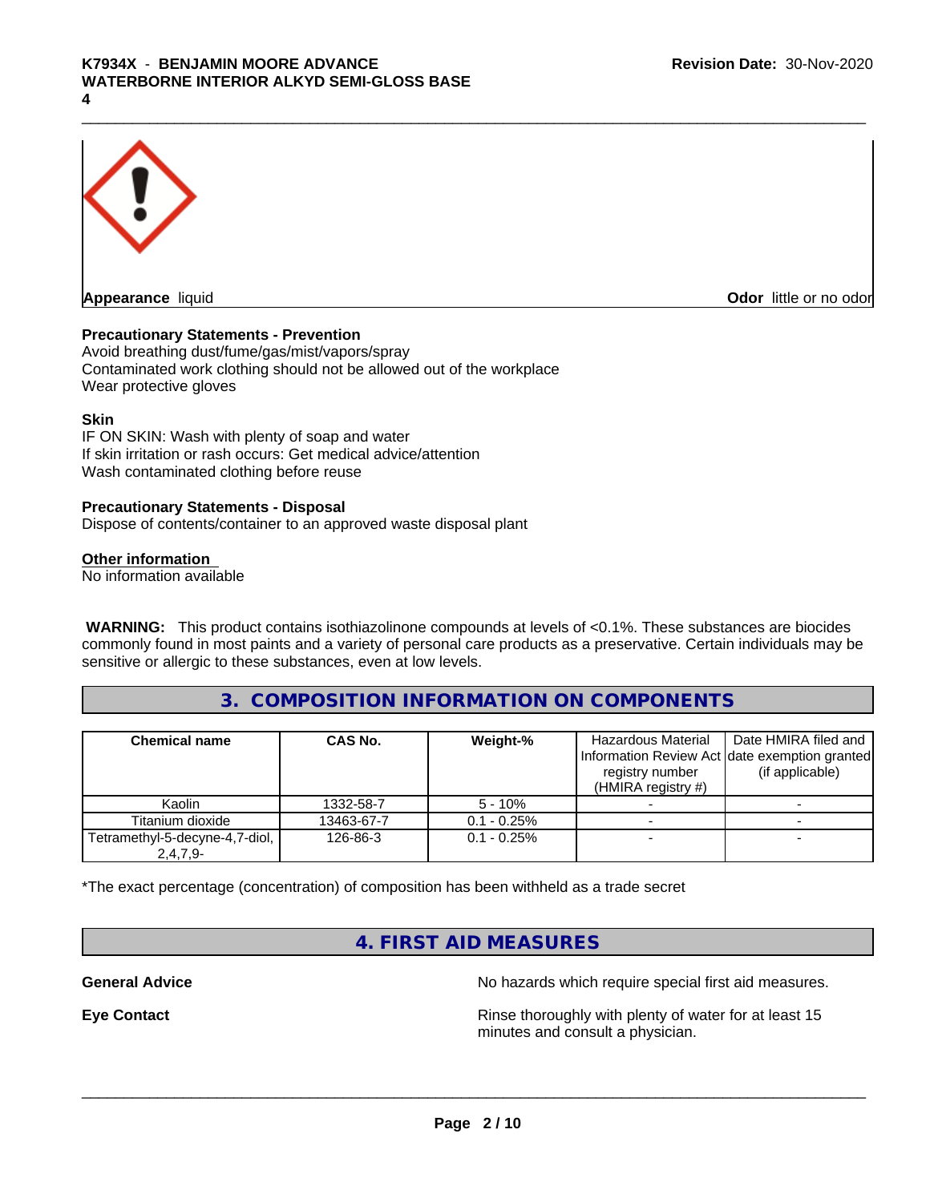**Appearance** liquid

**Odor** little or no odor

**Precautionary Statements - Prevention**
Avoid breathing dust/fume/gas/mist/vapors/spray
Contaminated work clothing should not be allowed out of the workplace
Wear protective gloves

**Skin**
IF ON SKIN: Wash with plenty of soap and water
If skin irritation or rash occurs: Get medical advice/attention
Wash contaminated clothing before reuse

**Precautionary Statements - Disposal**
Dispose of contents/container to an approved waste disposal plant

**Other information**
No information available

**WARNING:** This product contains isothiazolinone compounds at levels of <0.1%. These substances are biocides commonly found in most paints and a variety of personal care products as a preservative. Certain individuals may be sensitive or allergic to these substances, even at low levels.

## 3. COMPOSITION INFORMATION ON COMPONENTS

| Chemical name | CAS No. | Weight-% | Hazardous Material Information Review Act registry number (HMIRA registry #) | Date HMIRA filed and date exemption granted (if applicable) |
|---|---|---|---|---|
| Kaolin | 1332-58-7 | 5 - 10% | - | - |
| Titanium dioxide | 13463-67-7 | 0.1 - 0.25% | - | - |
| Tetramethyl-5-decyne-4,7-diol, 2,4,7,9- | 126-86-3 | 0.1 - 0.25% | - | - |

*The exact percentage (concentration) of composition has been withheld as a trade secret

## 4. FIRST AID MEASURES

**General Advice** No hazards which require special first aid measures.

**Eye Contact** Rinse thoroughly with plenty of water for at least 15 minutes and consult a physician.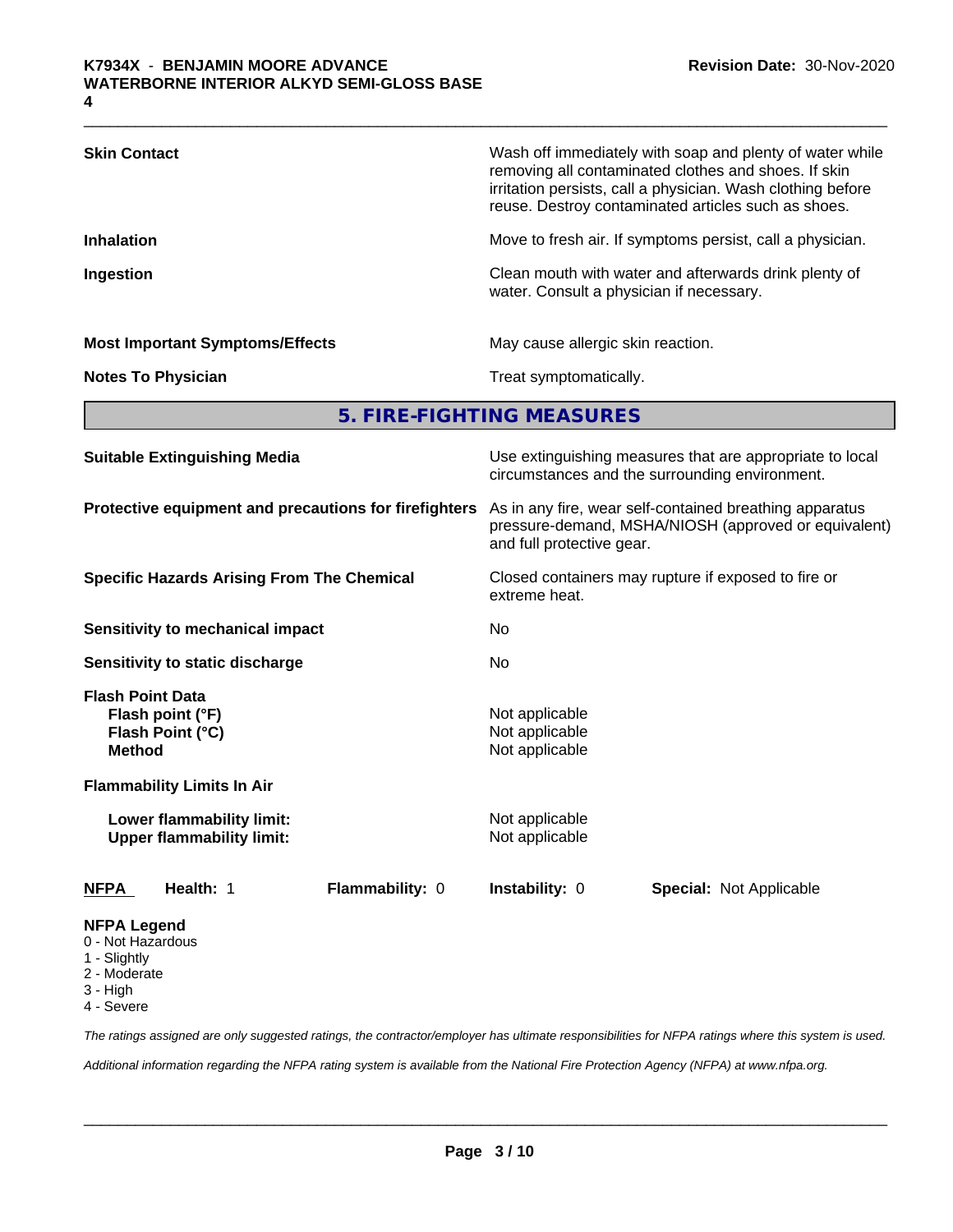| | |
|---|---|
| **Skin Contact** | Wash off immediately with soap and plenty of water while removing all contaminated clothes and shoes. If skin irritation persists, call a physician. Wash clothing before reuse. Destroy contaminated articles such as shoes. |
| **Inhalation** | Move to fresh air. If symptoms persist, call a physician. |
| **Ingestion** | Clean mouth with water and afterwards drink plenty of water. Consult a physician if necessary. |
| **Most Important Symptoms/Effects** | May cause allergic skin reaction. |
| **Notes To Physician** | Treat symptomatically. |

## 5. FIRE-FIGHTING MEASURES

| | |
|---|---|
| **Suitable Extinguishing Media** | Use extinguishing measures that are appropriate to local circumstances and the surrounding environment. |
| **Protective equipment and precautions for firefighters** | As in any fire, wear self-contained breathing apparatus pressure-demand, MSHA/NIOSH (approved or equivalent) and full protective gear. |
| **Specific Hazards Arising From The Chemical** | Closed containers may rupture if exposed to fire or extreme heat. |
| **Sensitivity to mechanical impact** | No |
| **Sensitivity to static discharge** | No |

**Flash Point Data**

| | |
|---|---|
| **Flash point (°F)** | Not applicable |
| **Flash Point (°C)** | Not applicable |
| **Method** | Not applicable |

**Flammability Limits In Air**

| | |
|---|---|
| **Lower flammability limit:** | Not applicable |
| **Upper flammability limit:** | Not applicable |

| **NFPA** | **Health:** 1 | **Flammability:** 0 | **Instability:** 0 | **Special:** Not Applicable |
|---|---|---|---|---|

**NFPA Legend**
- 0 - Not Hazardous
- 1 - Slightly
- 2 - Moderate
- 3 - High
- 4 - Severe

*The ratings assigned are only suggested ratings, the contractor/employer has ultimate responsibilities for NFPA ratings where this system is used.*

*Additional information regarding the NFPA rating system is available from the National Fire Protection Agency (NFPA) at www.nfpa.org.*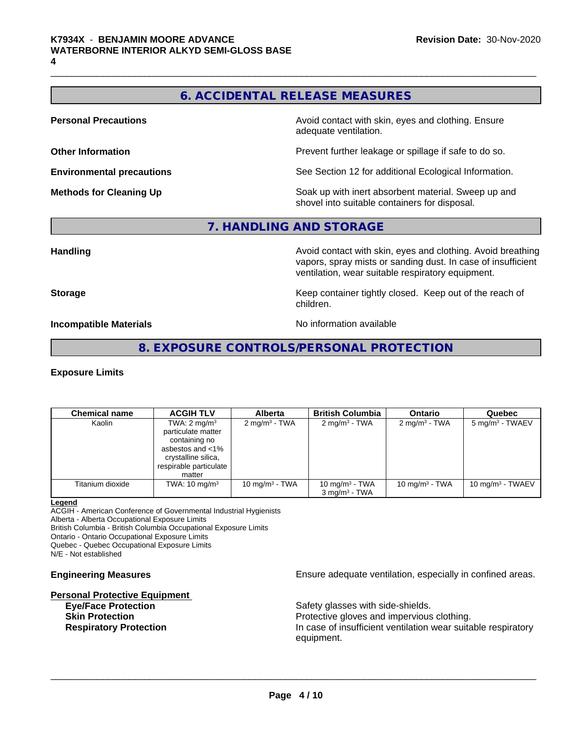## 6. ACCIDENTAL RELEASE MEASURES

**Personal Precautions** Avoid contact with skin, eyes and clothing. Ensure adequate ventilation.

**Other Information** Prevent further leakage or spillage if safe to do so.

**Environmental precautions** See Section 12 for additional Ecological Information.

**Methods for Cleaning Up** Soak up with inert absorbent material. Sweep up and shovel into suitable containers for disposal.

## 7. HANDLING AND STORAGE

**Handling** Avoid contact with skin, eyes and clothing. Avoid breathing vapors, spray mists or sanding dust. In case of insufficient ventilation, wear suitable respiratory equipment.

**Storage** Keep container tightly closed. Keep out of the reach of children.

**Incompatible Materials** No information available

## 8. EXPOSURE CONTROLS/PERSONAL PROTECTION

**Exposure Limits**

| Chemical name | ACGIH TLV | Alberta | British Columbia | Ontario | Quebec |
|---|---|---|---|---|---|
| Kaolin | TWA: 2 mg/m³ particulate matter containing no asbestos and <1% crystalline silica, respirable particulate matter | 2 mg/m³ - TWA | 2 mg/m³ - TWA | 2 mg/m³ - TWA | 5 mg/m³ - TWAEV |
| Titanium dioxide | TWA: 10 mg/m³ | 10 mg/m³ - TWA | 10 mg/m³ - TWA<br>3 mg/m³ - TWA | 10 mg/m³ - TWA | 10 mg/m³ - TWAEV |

**Legend**
ACGIH - American Conference of Governmental Industrial Hygienists
Alberta - Alberta Occupational Exposure Limits
British Columbia - British Columbia Occupational Exposure Limits
Ontario - Ontario Occupational Exposure Limits
Quebec - Quebec Occupational Exposure Limits
N/E - Not established

**Engineering Measures** Ensure adequate ventilation, especially in confined areas.

**Personal Protective Equipment**

**Eye/Face Protection** Safety glasses with side-shields.
**Skin Protection** Protective gloves and impervious clothing.
**Respiratory Protection** In case of insufficient ventilation wear suitable respiratory equipment.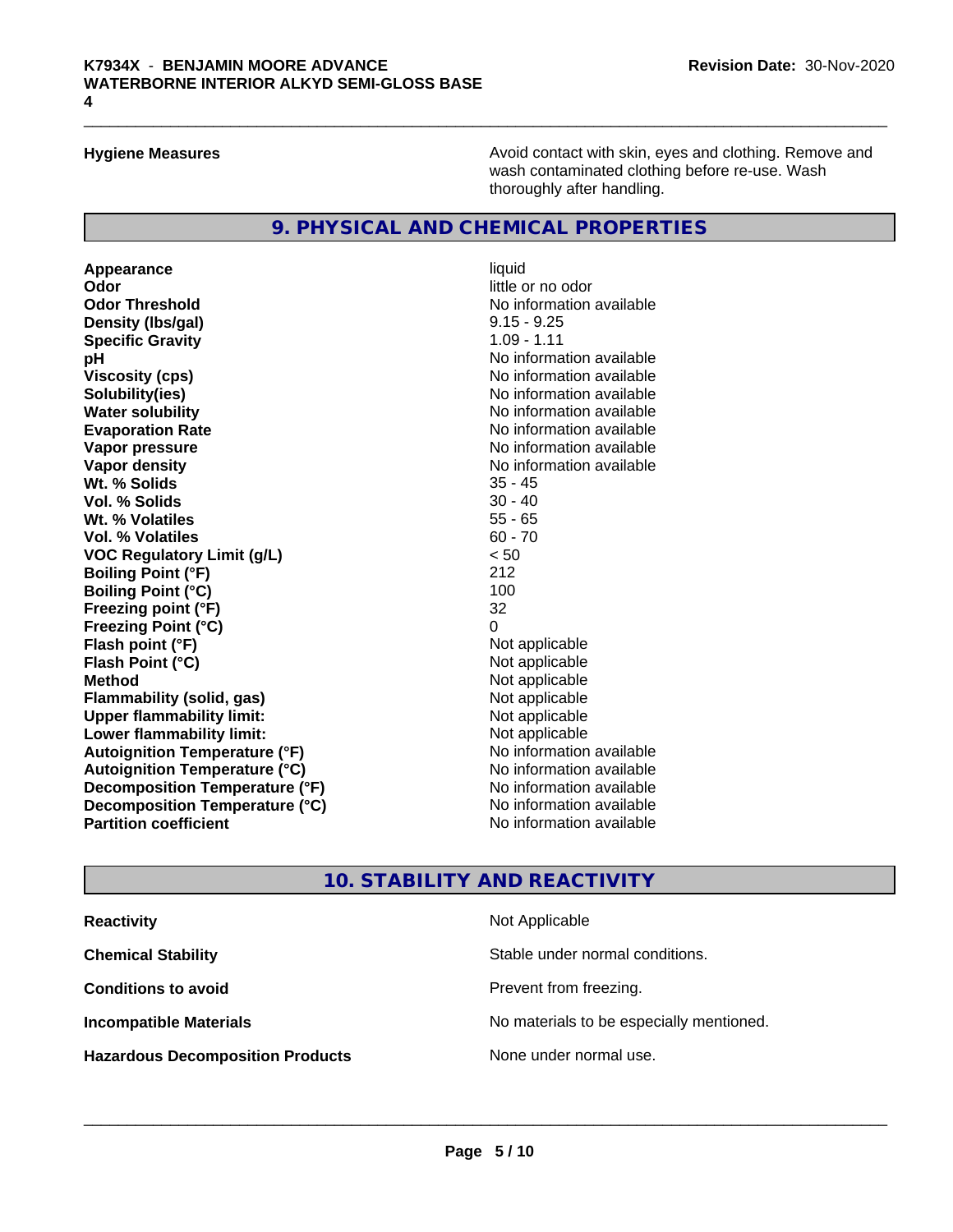**Hygiene Measures** Avoid contact with skin, eyes and clothing. Remove and wash contaminated clothing before re-use. Wash thoroughly after handling.

## 9. PHYSICAL AND CHEMICAL PROPERTIES

| | |
|---|---|
| **Appearance** | liquid |
| **Odor** | little or no odor |
| **Odor Threshold** | No information available |
| **Density (lbs/gal)** | 9.15 - 9.25 |
| **Specific Gravity** | 1.09 - 1.11 |
| **pH** | No information available |
| **Viscosity (cps)** | No information available |
| **Solubility(ies)** | No information available |
| **Water solubility** | No information available |
| **Evaporation Rate** | No information available |
| **Vapor pressure** | No information available |
| **Vapor density** | No information available |
| **Wt. % Solids** | 35 - 45 |
| **Vol. % Solids** | 30 - 40 |
| **Wt. % Volatiles** | 55 - 65 |
| **Vol. % Volatiles** | 60 - 70 |
| **VOC Regulatory Limit (g/L)** | < 50 |
| **Boiling Point (°F)** | 212 |
| **Boiling Point (°C)** | 100 |
| **Freezing point (°F)** | 32 |
| **Freezing Point (°C)** | 0 |
| **Flash point (°F)** | Not applicable |
| **Flash Point (°C)** | Not applicable |
| **Method** | Not applicable |
| **Flammability (solid, gas)** | Not applicable |
| **Upper flammability limit:** | Not applicable |
| **Lower flammability limit:** | Not applicable |
| **Autoignition Temperature (°F)** | No information available |
| **Autoignition Temperature (°C)** | No information available |
| **Decomposition Temperature (°F)** | No information available |
| **Decomposition Temperature (°C)** | No information available |
| **Partition coefficient** | No information available |

## 10. STABILITY AND REACTIVITY

| | |
|---|---|
| **Reactivity** | Not Applicable |
| **Chemical Stability** | Stable under normal conditions. |
| **Conditions to avoid** | Prevent from freezing. |
| **Incompatible Materials** | No materials to be especially mentioned. |
| **Hazardous Decomposition Products** | None under normal use. |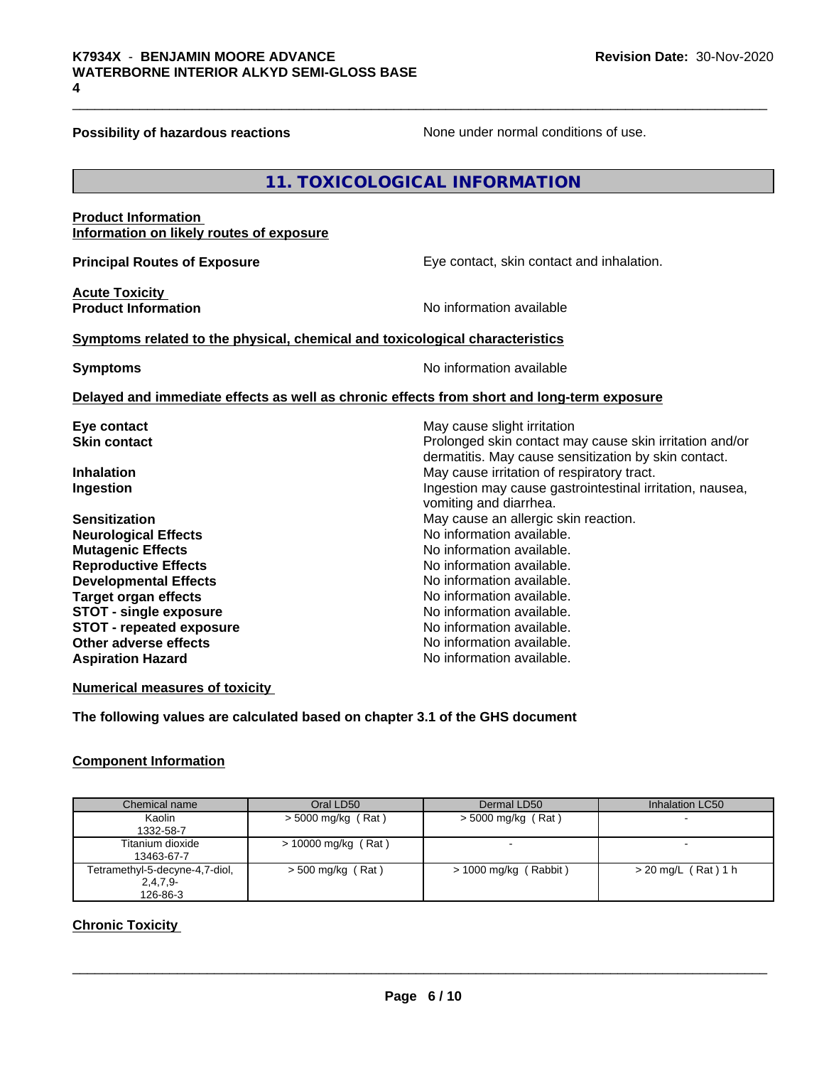**Possibility of hazardous reactions** None under normal conditions of use.

## 11. TOXICOLOGICAL INFORMATION

**Product Information**
**Information on likely routes of exposure**

**Principal Routes of Exposure** Eye contact, skin contact and inhalation.

**Acute Toxicity**
**Product Information** No information available

**Symptoms related to the physical, chemical and toxicological characteristics**

**Symptoms** No information available

**Delayed and immediate effects as well as chronic effects from short and long-term exposure**

**Eye contact** May cause slight irritation
**Skin contact** Prolonged skin contact may cause skin irritation and/or dermatitis. May cause sensitization by skin contact.
**Inhalation** May cause irritation of respiratory tract.
**Ingestion** Ingestion may cause gastrointestinal irritation, nausea, vomiting and diarrhea.
**Sensitization** May cause an allergic skin reaction.
**Neurological Effects** No information available.
**Mutagenic Effects** No information available.
**Reproductive Effects** No information available.
**Developmental Effects** No information available.
**Target organ effects** No information available.
**STOT - single exposure** No information available.
**STOT - repeated exposure** No information available.
**Other adverse effects** No information available.
**Aspiration Hazard** No information available.

**Numerical measures of toxicity**

**The following values are calculated based on chapter 3.1 of the GHS document**

**Component Information**

| Chemical name | Oral LD50 | Dermal LD50 | Inhalation LC50 |
|---|---|---|---|
| Kaolin<br>1332-58-7 | > 5000 mg/kg ( Rat ) | > 5000 mg/kg ( Rat ) | - |
| Titanium dioxide<br>13463-67-7 | > 10000 mg/kg ( Rat ) | - | - |
| Tetramethyl-5-decyne-4,7-diol, 2,4,7,9-<br>126-86-3 | > 500 mg/kg ( Rat ) | > 1000 mg/kg ( Rabbit ) | > 20 mg/L ( Rat ) 1 h |

**Chronic Toxicity**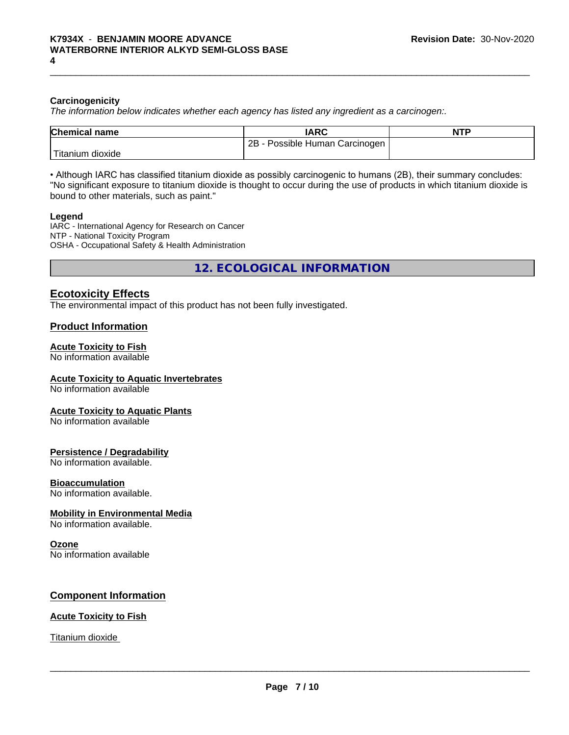### Carcinogenicity

*The information below indicates whether each agency has listed any ingredient as a carcinogen:.*

| Chemical name | IARC | NTP |
|---|---|---|
| Titanium dioxide | 2B - Possible Human Carcinogen | |

• Although IARC has classified titanium dioxide as possibly carcinogenic to humans (2B), their summary concludes: "No significant exposure to titanium dioxide is thought to occur during the use of products in which titanium dioxide is bound to other materials, such as paint."

**Legend**
IARC - International Agency for Research on Cancer
NTP - National Toxicity Program
OSHA - Occupational Safety & Health Administration

## 12. ECOLOGICAL INFORMATION

### Ecotoxicity Effects

The environmental impact of this product has not been fully investigated.

### Product Information

**Acute Toxicity to Fish**
No information available

**Acute Toxicity to Aquatic Invertebrates**
No information available

**Acute Toxicity to Aquatic Plants**
No information available

**Persistence / Degradability**
No information available.

**Bioaccumulation**
No information available.

**Mobility in Environmental Media**
No information available.

**Ozone**
No information available

### Component Information

**Acute Toxicity to Fish**

Titanium dioxide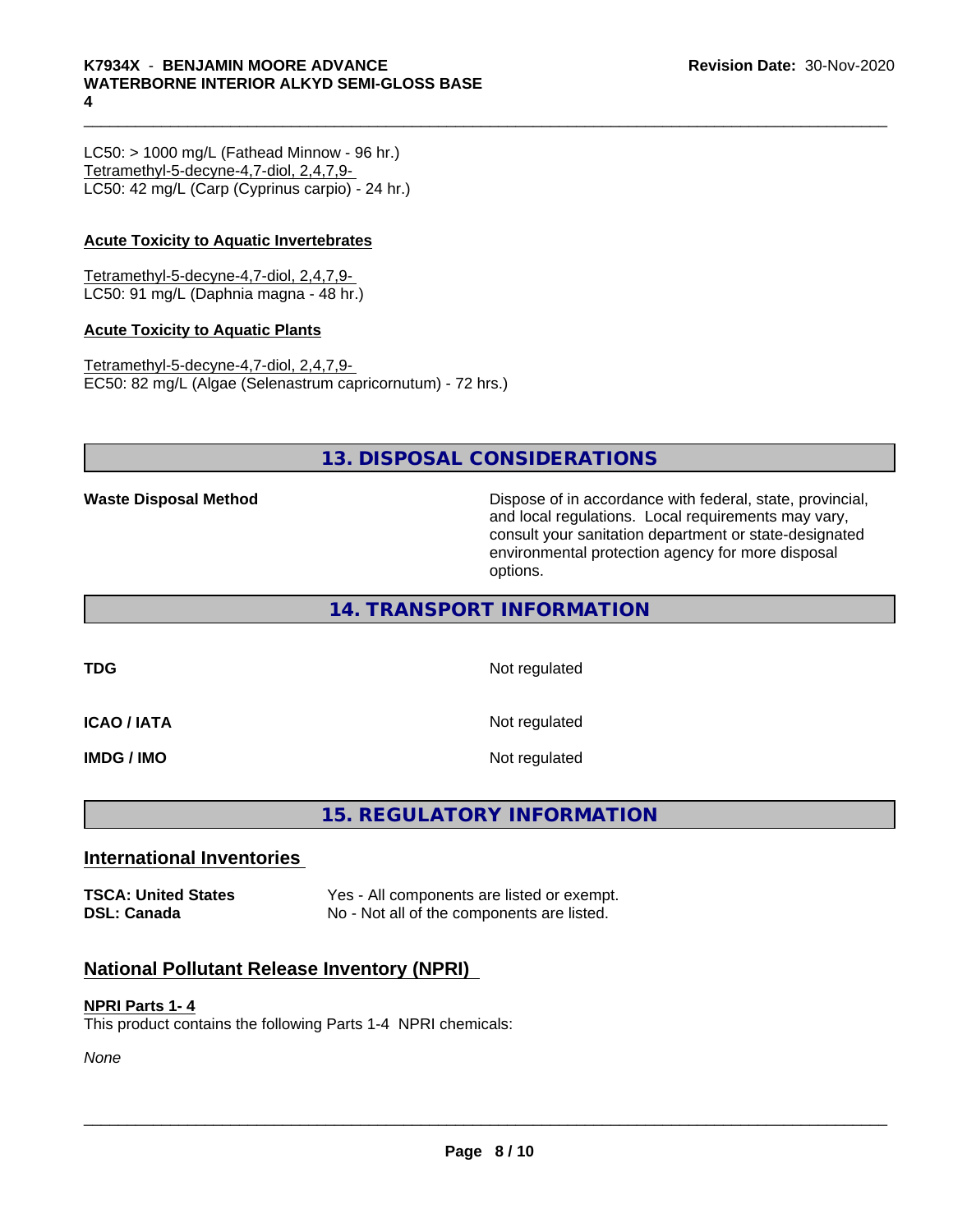LC50: > 1000 mg/L (Fathead Minnow - 96 hr.)
Tetramethyl-5-decyne-4,7-diol, 2,4,7,9-
LC50: 42 mg/L (Carp (Cyprinus carpio) - 24 hr.)

**Acute Toxicity to Aquatic Invertebrates**

Tetramethyl-5-decyne-4,7-diol, 2,4,7,9-
LC50: 91 mg/L (Daphnia magna - 48 hr.)

**Acute Toxicity to Aquatic Plants**

Tetramethyl-5-decyne-4,7-diol, 2,4,7,9-
EC50: 82 mg/L (Algae (Selenastrum capricornutum) - 72 hrs.)

## 13. DISPOSAL CONSIDERATIONS

**Waste Disposal Method** — Dispose of in accordance with federal, state, provincial, and local regulations. Local requirements may vary, consult your sanitation department or state-designated environmental protection agency for more disposal options.

## 14. TRANSPORT INFORMATION

| | |
|---|---|
| **TDG** | Not regulated |
| **ICAO / IATA** | Not regulated |
| **IMDG / IMO** | Not regulated |

## 15. REGULATORY INFORMATION

### International Inventories

| | |
|---|---|
| **TSCA: United States** | Yes - All components are listed or exempt. |
| **DSL: Canada** | No - Not all of the components are listed. |

### National Pollutant Release Inventory (NPRI)

**NPRI Parts 1- 4**

This product contains the following Parts 1-4 NPRI chemicals:

*None*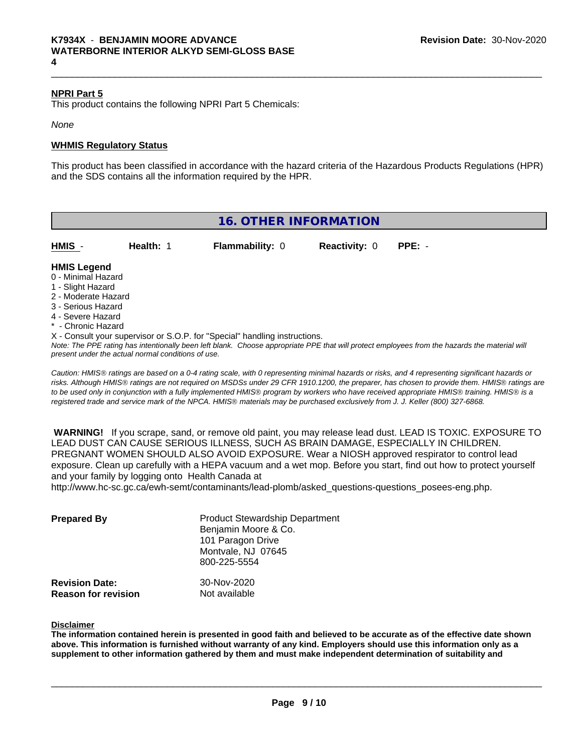**NPRI Part 5**

This product contains the following NPRI Part 5 Chemicals:

*None*

**WHMIS Regulatory Status**

This product has been classified in accordance with the hazard criteria of the Hazardous Products Regulations (HPR) and the SDS contains all the information required by the HPR.

## 16. OTHER INFORMATION

| **HMIS** - | **Health:** 1 | **Flammability:** 0 | **Reactivity:** 0 | **PPE:** - |
|---|---|---|---|---|

**HMIS Legend**

0 - Minimal Hazard
1 - Slight Hazard
2 - Moderate Hazard
3 - Serious Hazard
4 - Severe Hazard
* - Chronic Hazard
X - Consult your supervisor or S.O.P. for "Special" handling instructions.

*Note: The PPE rating has intentionally been left blank. Choose appropriate PPE that will protect employees from the hazards the material will present under the actual normal conditions of use.*

*Caution: HMIS® ratings are based on a 0-4 rating scale, with 0 representing minimal hazards or risks, and 4 representing significant hazards or risks. Although HMIS® ratings are not required on MSDSs under 29 CFR 1910.1200, the preparer, has chosen to provide them. HMIS® ratings are to be used only in conjunction with a fully implemented HMIS® program by workers who have received appropriate HMIS® training. HMIS® is a registered trade and service mark of the NPCA. HMIS® materials may be purchased exclusively from J. J. Keller (800) 327-6868.*

**WARNING!** If you scrape, sand, or remove old paint, you may release lead dust. LEAD IS TOXIC. EXPOSURE TO LEAD DUST CAN CAUSE SERIOUS ILLNESS, SUCH AS BRAIN DAMAGE, ESPECIALLY IN CHILDREN. PREGNANT WOMEN SHOULD ALSO AVOID EXPOSURE. Wear a NIOSH approved respirator to control lead exposure. Clean up carefully with a HEPA vacuum and a wet mop. Before you start, find out how to protect yourself and your family by logging onto Health Canada at http://www.hc-sc.gc.ca/ewh-semt/contaminants/lead-plomb/asked_questions-questions_posees-eng.php.

**Prepared By**
Product Stewardship Department
Benjamin Moore & Co.
101 Paragon Drive
Montvale, NJ 07645
800-225-5554

**Revision Date:** 30-Nov-2020
**Reason for revision** Not available

**Disclaimer**

**The information contained herein is presented in good faith and believed to be accurate as of the effective date shown above. This information is furnished without warranty of any kind. Employers should use this information only as a supplement to other information gathered by them and must make independent determination of suitability and**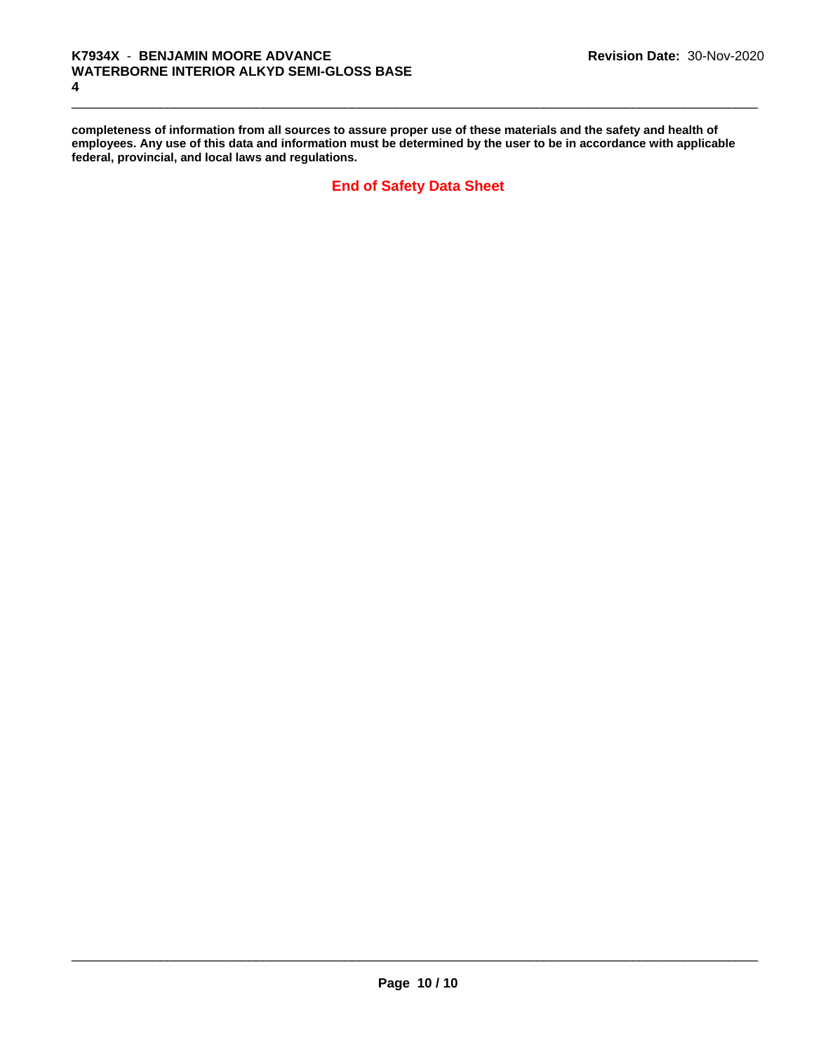**completeness of information from all sources to assure proper use of these materials and the safety and health of employees. Any use of this data and information must be determined by the user to be in accordance with applicable federal, provincial, and local laws and regulations.**

**End of Safety Data Sheet**